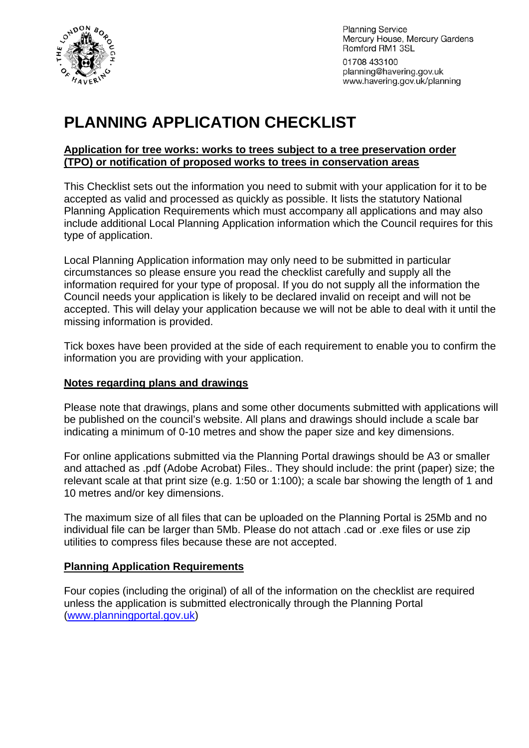Planning Service
Mercury House, Mercury Gardens
Romford RM1 3SL

01708 433100
planning@havering.gov.uk
www.havering.gov.uk/planning

# PLANNING APPLICATION CHECKLIST

**Application for tree works: works to trees subject to a tree preservation order (TPO) or notification of proposed works to trees in conservation areas**

This Checklist sets out the information you need to submit with your application for it to be accepted as valid and processed as quickly as possible. It lists the statutory National Planning Application Requirements which must accompany all applications and may also include additional Local Planning Application information which the Council requires for this type of application.

Local Planning Application information may only need to be submitted in particular circumstances so please ensure you read the checklist carefully and supply all the information required for your type of proposal. If you do not supply all the information the Council needs your application is likely to be declared invalid on receipt and will not be accepted. This will delay your application because we will not be able to deal with it until the missing information is provided.

Tick boxes have been provided at the side of each requirement to enable you to confirm the information you are providing with your application.

## Notes regarding plans and drawings

Please note that drawings, plans and some other documents submitted with applications will be published on the council's website. All plans and drawings should include a scale bar indicating a minimum of 0-10 metres and show the paper size and key dimensions.

For online applications submitted via the Planning Portal drawings should be A3 or smaller and attached as .pdf (Adobe Acrobat) Files.. They should include: the print (paper) size; the relevant scale at that print size (e.g. 1:50 or 1:100); a scale bar showing the length of 1 and 10 metres and/or key dimensions.

The maximum size of all files that can be uploaded on the Planning Portal is 25Mb and no individual file can be larger than 5Mb. Please do not attach .cad or .exe files or use zip utilities to compress files because these are not accepted.

## Planning Application Requirements

Four copies (including the original) of all of the information on the checklist are required unless the application is submitted electronically through the Planning Portal ([www.planningportal.gov.uk](http://www.planningportal.gov.uk))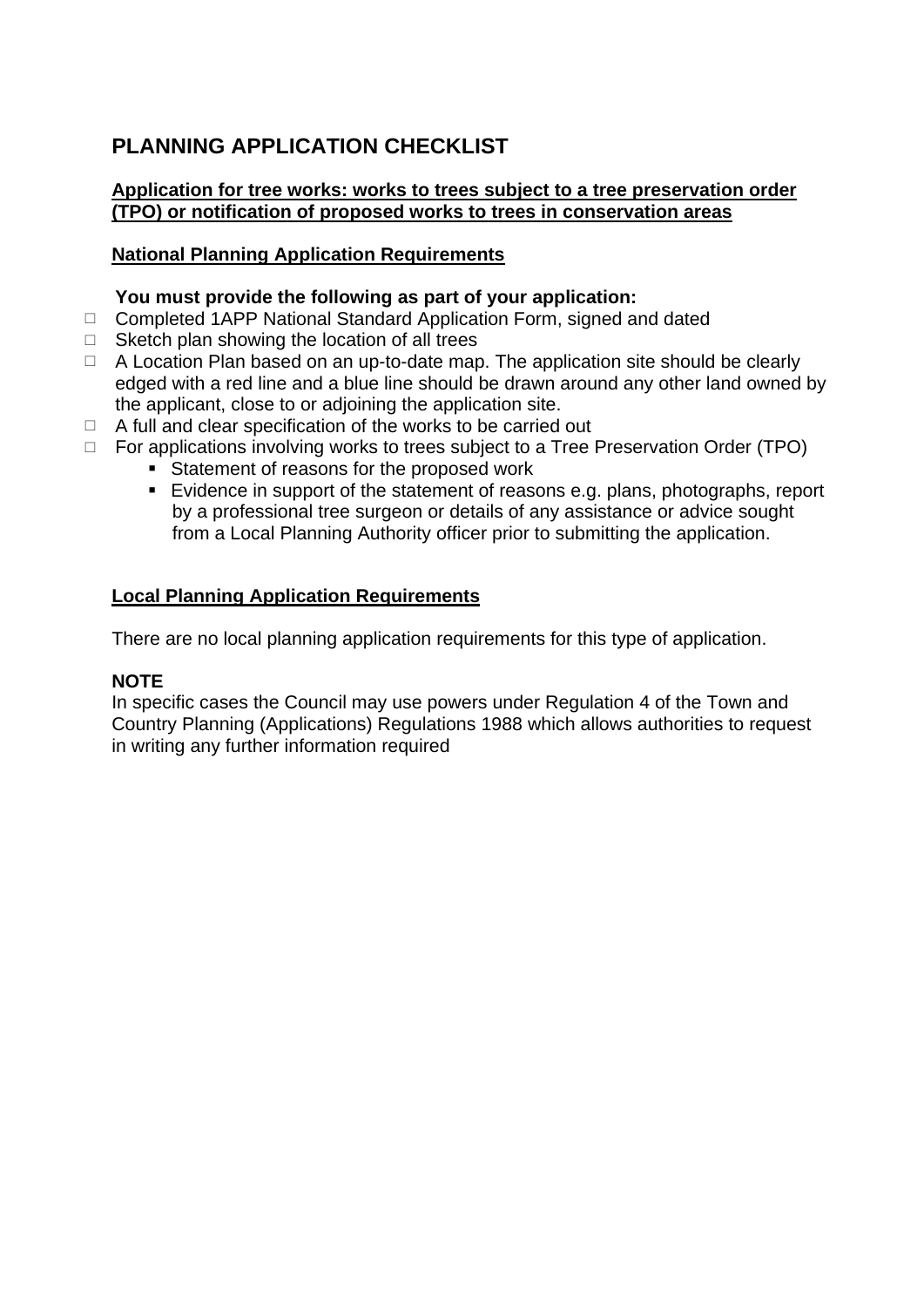# PLANNING APPLICATION CHECKLIST

**Application for tree works: works to trees subject to a tree preservation order (TPO) or notification of proposed works to trees in conservation areas**

## National Planning Application Requirements

**You must provide the following as part of your application:**

- ☐ Completed 1APP National Standard Application Form, signed and dated
- ☐ Sketch plan showing the location of all trees
- ☐ A Location Plan based on an up-to-date map. The application site should be clearly edged with a red line and a blue line should be drawn around any other land owned by the applicant, close to or adjoining the application site.
- ☐ A full and clear specification of the works to be carried out
- ☐ For applications involving works to trees subject to a Tree Preservation Order (TPO)
  - Statement of reasons for the proposed work
  - Evidence in support of the statement of reasons e.g. plans, photographs, report by a professional tree surgeon or details of any assistance or advice sought from a Local Planning Authority officer prior to submitting the application.

## Local Planning Application Requirements

There are no local planning application requirements for this type of application.

**NOTE**

In specific cases the Council may use powers under Regulation 4 of the Town and Country Planning (Applications) Regulations 1988 which allows authorities to request in writing any further information required